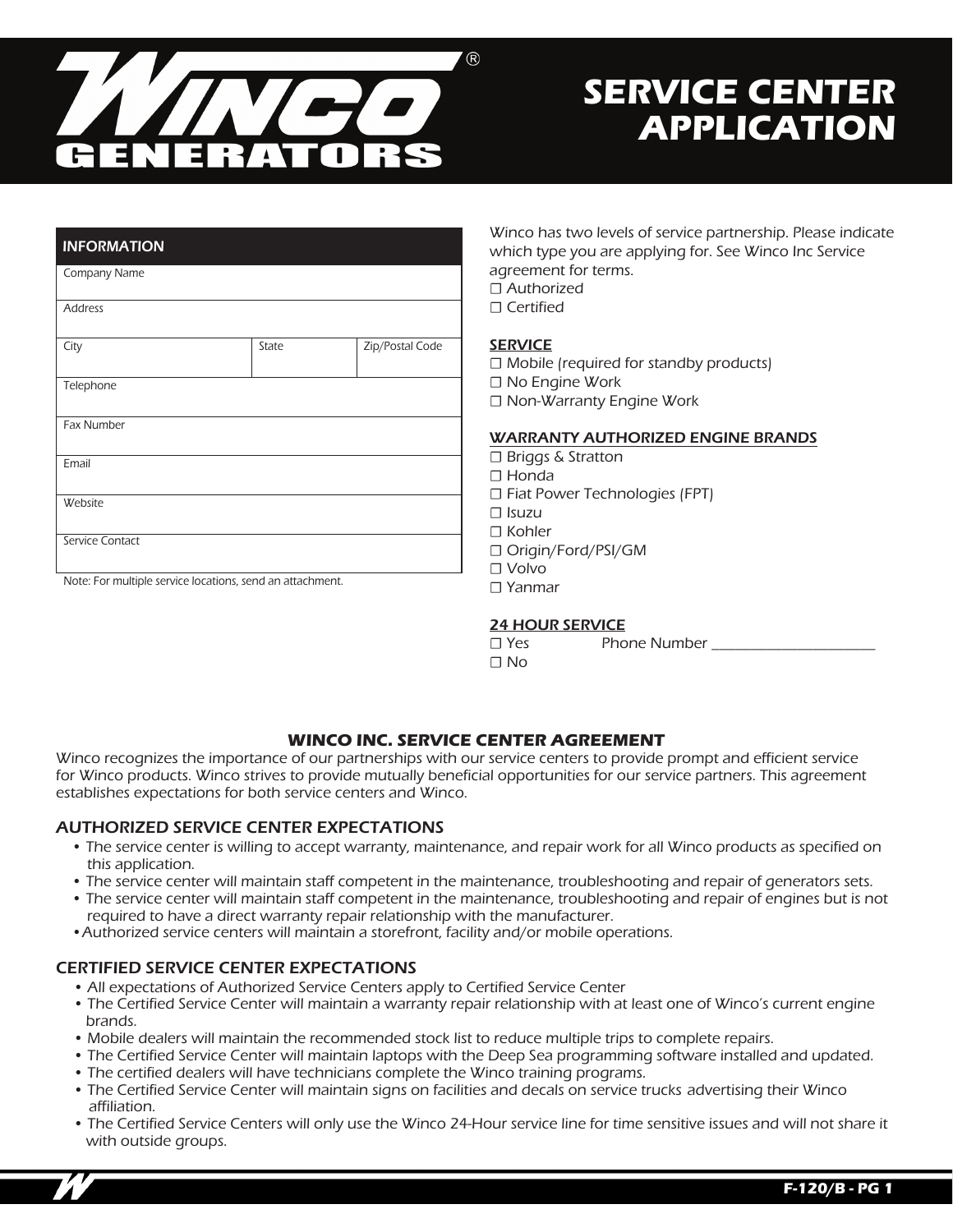# WINCO® GENERATORS

# SERVICE CENTER APPLICATION

| INFORMATION | | |
|---|---|---|
| Company Name | | |
| Address | | |
| City | State | Zip/Postal Code |
| Telephone | | |
| Fax Number | | |
| Email | | |
| Website | | |
| Service Contact | | |

Note: For multiple service locations, send an attachment.

*Winco has two levels of service partnership. Please indicate which type you are applying for. See Winco Inc Service agreement for terms.*

- ☐ Authorized
- ☐ Certified

**SERVICE**

- ☐ Mobile (required for standby products)
- ☐ No Engine Work
- ☐ Non-Warranty Engine Work

**WARRANTY AUTHORIZED ENGINE BRANDS**

- ☐ Briggs & Stratton
- ☐ Honda
- ☐ Fiat Power Technologies (FPT)
- ☐ Isuzu
- ☐ Kohler
- ☐ Origin/Ford/PSI/GM
- ☐ Volvo
- ☐ Yanmar

**24 HOUR SERVICE**

- ☐ Yes Phone Number ______________________
- ☐ No

## WINCO INC. SERVICE CENTER AGREEMENT

*Winco recognizes the importance of our partnerships with our service centers to provide prompt and efficient service for Winco products. Winco strives to provide mutually beneficial opportunities for our service partners. This agreement establishes expectations for both service centers and Winco.*

### AUTHORIZED SERVICE CENTER EXPECTATIONS

- *The service center is willing to accept warranty, maintenance, and repair work for all Winco products as specified on this application.*
- *The service center will maintain staff competent in the maintenance, troubleshooting and repair of generators sets.*
- *The service center will maintain staff competent in the maintenance, troubleshooting and repair of engines but is not required to have a direct warranty repair relationship with the manufacturer.*
- *Authorized service centers will maintain a storefront, facility and/or mobile operations.*

### CERTIFIED SERVICE CENTER EXPECTATIONS

- *All expectations of Authorized Service Centers apply to Certified Service Center*
- *The Certified Service Center will maintain a warranty repair relationship with at least one of Winco's current engine brands.*
- *Mobile dealers will maintain the recommended stock list to reduce multiple trips to complete repairs.*
- *The Certified Service Center will maintain laptops with the Deep Sea programming software installed and updated.*
- *The certified dealers will have technicians complete the Winco training programs.*
- *The Certified Service Center will maintain signs on facilities and decals on service trucks advertising their Winco affiliation.*
- *The Certified Service Centers will only use the Winco 24-Hour service line for time sensitive issues and will not share it with outside groups.*

F-120/B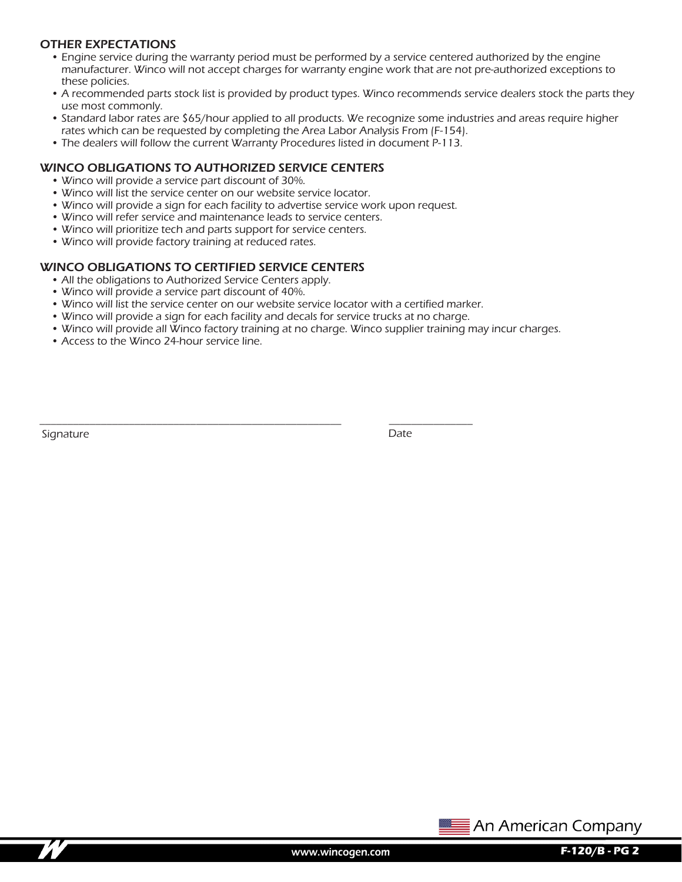## OTHER EXPECTATIONS

- Engine service during the warranty period must be performed by a service centered authorized by the engine manufacturer. Winco will not accept charges for warranty engine work that are not pre-authorized exceptions to these policies.
- A recommended parts stock list is provided by product types. Winco recommends service dealers stock the parts they use most commonly.
- Standard labor rates are $65/hour applied to all products. We recognize some industries and areas require higher rates which can be requested by completing the Area Labor Analysis From (F-154).
- The dealers will follow the current Warranty Procedures listed in document P-113.

## WINCO OBLIGATIONS TO AUTHORIZED SERVICE CENTERS

- Winco will provide a service part discount of 30%.
- Winco will list the service center on our website service locator.
- Winco will provide a sign for each facility to advertise service work upon request.
- Winco will refer service and maintenance leads to service centers.
- Winco will prioritize tech and parts support for service centers.
- Winco will provide factory training at reduced rates.

## WINCO OBLIGATIONS TO CERTIFIED SERVICE CENTERS

- All the obligations to Authorized Service Centers apply.
- Winco will provide a service part discount of 40%.
- Winco will list the service center on our website service locator with a certified marker.
- Winco will provide a sign for each facility and decals for service trucks at no charge.
- Winco will provide all Winco factory training at no charge. Winco supplier training may incur charges.
- Access to the Winco 24-hour service line.

______________________________________________________ ________________

Signature Date

An American Company

www.wincogen.com